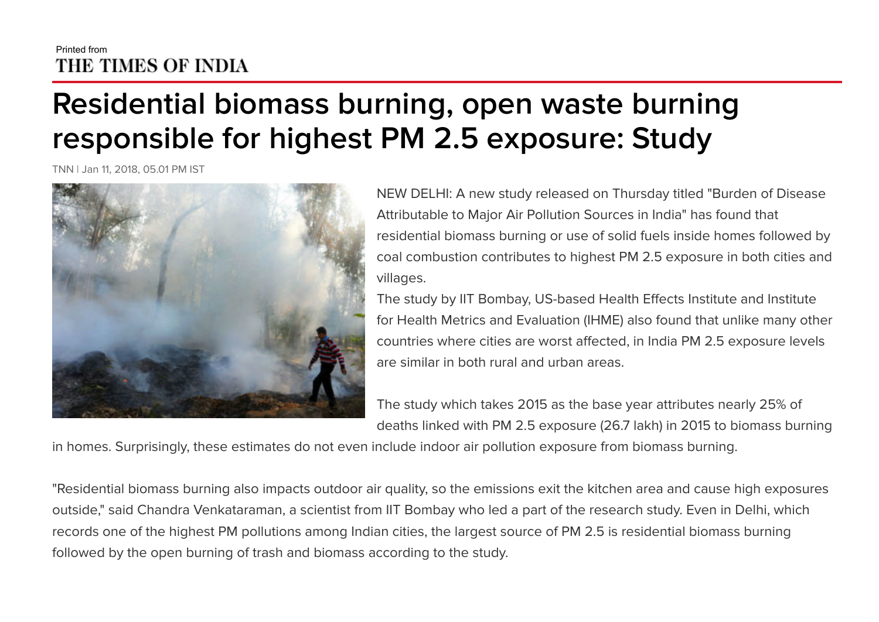Printed from
THE TIMES OF INDIA

# Residential biomass burning, open waste burning responsible for highest PM 2.5 exposure: Study

TNN | Jan 11, 2018, 05.01 PM IST

NEW DELHI: A new study released on Thursday titled "Burden of Disease Attributable to Major Air Pollution Sources in India" has found that residential biomass burning or use of solid fuels inside homes followed by coal combustion contributes to highest PM 2.5 exposure in both cities and villages.

The study by IIT Bombay, US-based Health Effects Institute and Institute for Health Metrics and Evaluation (IHME) also found that unlike many other countries where cities are worst affected, in India PM 2.5 exposure levels are similar in both rural and urban areas.

The study which takes 2015 as the base year attributes nearly 25% of deaths linked with PM 2.5 exposure (26.7 lakh) in 2015 to biomass burning in homes. Surprisingly, these estimates do not even include indoor air pollution exposure from biomass burning.

"Residential biomass burning also impacts outdoor air quality, so the emissions exit the kitchen area and cause high exposures outside," said Chandra Venkataraman, a scientist from IIT Bombay who led a part of the research study. Even in Delhi, which records one of the highest PM pollutions among Indian cities, the largest source of PM 2.5 is residential biomass burning followed by the open burning of trash and biomass according to the study.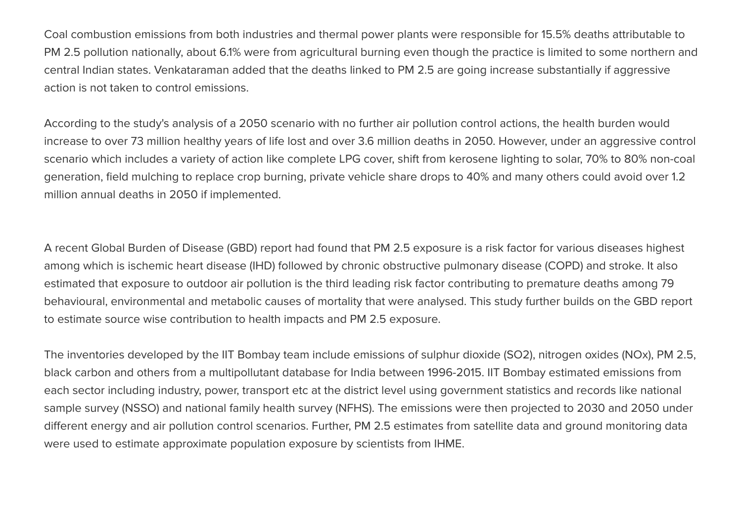Coal combustion emissions from both industries and thermal power plants were responsible for 15.5% deaths attributable to PM 2.5 pollution nationally, about 6.1% were from agricultural burning even though the practice is limited to some northern and central Indian states. Venkataraman added that the deaths linked to PM 2.5 are going increase substantially if aggressive action is not taken to control emissions.

According to the study's analysis of a 2050 scenario with no further air pollution control actions, the health burden would increase to over 73 million healthy years of life lost and over 3.6 million deaths in 2050. However, under an aggressive control scenario which includes a variety of action like complete LPG cover, shift from kerosene lighting to solar, 70% to 80% non-coal generation, field mulching to replace crop burning, private vehicle share drops to 40% and many others could avoid over 1.2 million annual deaths in 2050 if implemented.

A recent Global Burden of Disease (GBD) report had found that PM 2.5 exposure is a risk factor for various diseases highest among which is ischemic heart disease (IHD) followed by chronic obstructive pulmonary disease (COPD) and stroke. It also estimated that exposure to outdoor air pollution is the third leading risk factor contributing to premature deaths among 79 behavioural, environmental and metabolic causes of mortality that were analysed. This study further builds on the GBD report to estimate source wise contribution to health impacts and PM 2.5 exposure.

The inventories developed by the IIT Bombay team include emissions of sulphur dioxide ($SO_2$), nitrogen oxides ($NO_x$), PM 2.5, black carbon and others from a multipollutant database for India between 1996-2015. IIT Bombay estimated emissions from each sector including industry, power, transport etc at the district level using government statistics and records like national sample survey (NSSO) and national family health survey (NFHS). The emissions were then projected to 2030 and 2050 under different energy and air pollution control scenarios. Further, PM 2.5 estimates from satellite data and ground monitoring data were used to estimate approximate population exposure by scientists from IHME.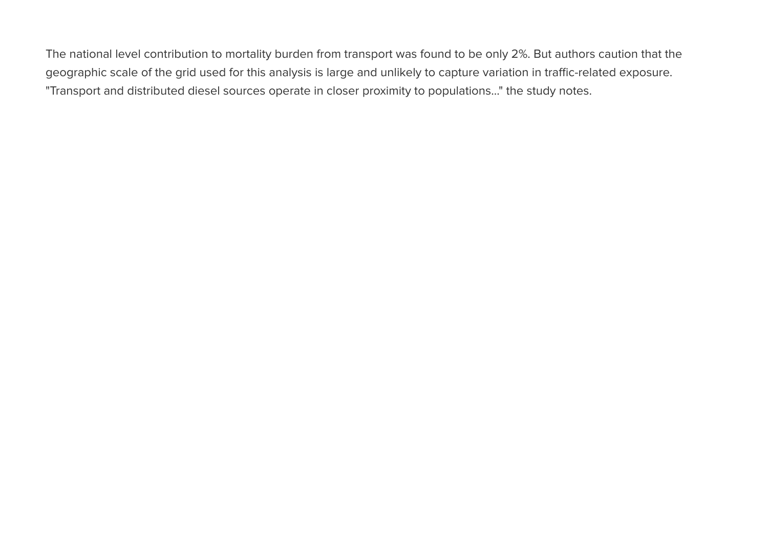The national level contribution to mortality burden from transport was found to be only 2%. But authors caution that the geographic scale of the grid used for this analysis is large and unlikely to capture variation in traffic-related exposure. "Transport and distributed diesel sources operate in closer proximity to populations..." the study notes.